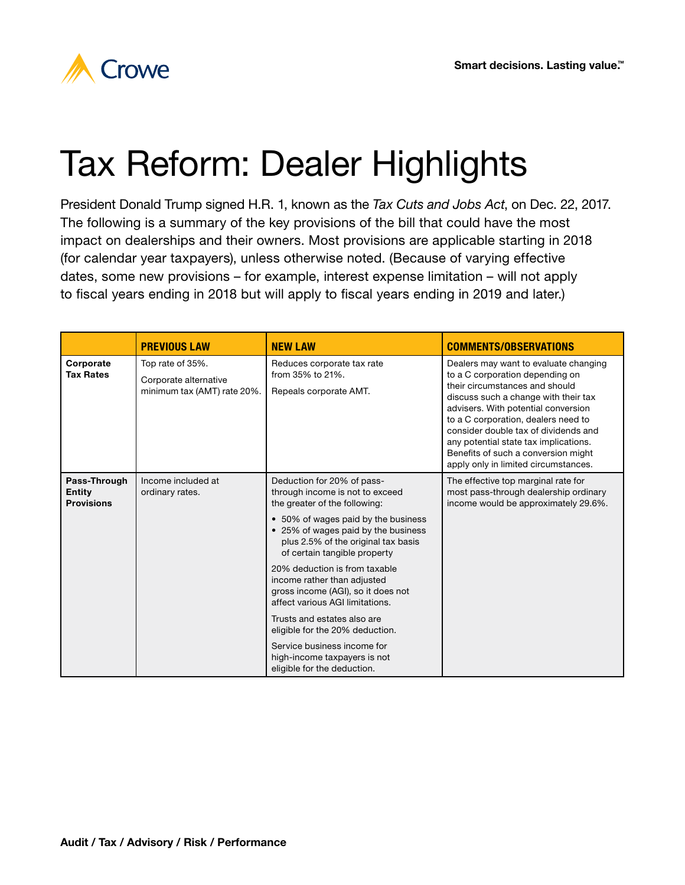# Tax Reform: Dealer Highlights

President Donald Trump signed H.R. 1, known as the *Tax Cuts and Jobs Act*, on Dec. 22, 2017. The following is a summary of the key provisions of the bill that could have the most impact on dealerships and their owners. Most provisions are applicable starting in 2018 (for calendar year taxpayers), unless otherwise noted. (Because of varying effective dates, some new provisions – for example, interest expense limitation – will not apply to fiscal years ending in 2018 but will apply to fiscal years ending in 2019 and later.)

| | **PREVIOUS LAW** | **NEW LAW** | **COMMENTS/OBSERVATIONS** |
|---|---|---|---|
| **Corporate Tax Rates** | Top rate of 35%.<br><br>Corporate alternative minimum tax (AMT) rate 20%. | Reduces corporate tax rate from 35% to 21%.<br><br>Repeals corporate AMT. | Dealers may want to evaluate changing to a C corporation depending on their circumstances and should discuss such a change with their tax advisers. With potential conversion to a C corporation, dealers need to consider double tax of dividends and any potential state tax implications. Benefits of such a conversion might apply only in limited circumstances. |
| **Pass-Through Entity Provisions** | Income included at ordinary rates. | Deduction for 20% of pass-through income is not to exceed the greater of the following:<br><br>• 50% of wages paid by the business<br>• 25% of wages paid by the business plus 2.5% of the original tax basis of certain tangible property<br><br>20% deduction is from taxable income rather than adjusted gross income (AGI), so it does not affect various AGI limitations.<br><br>Trusts and estates also are eligible for the 20% deduction.<br><br>Service business income for high-income taxpayers is not eligible for the deduction. | The effective top marginal rate for most pass-through dealership ordinary income would be approximately 29.6%. |

**Audit / Tax / Advisory / Risk / Performance**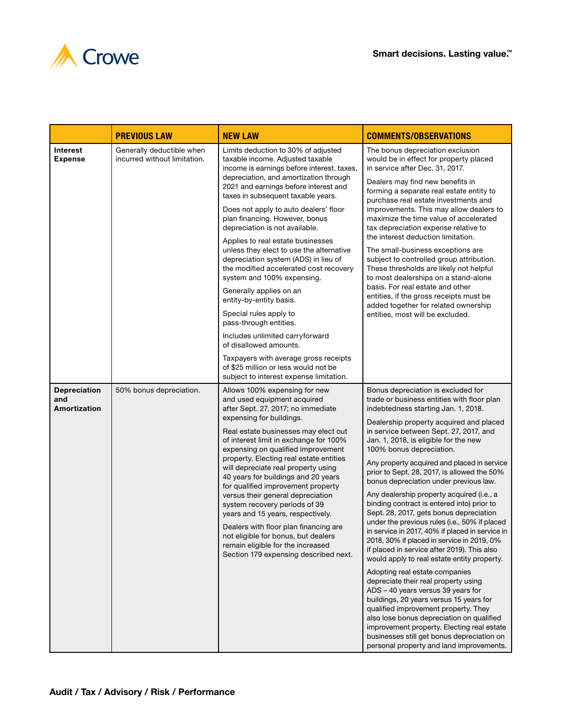| | PREVIOUS LAW | NEW LAW | COMMENTS/OBSERVATIONS |
|---|---|---|---|
| **Interest Expense** | Generally deductible when incurred without limitation. | Limits deduction to 30% of adjusted taxable income. Adjusted taxable income is earnings before interest, taxes, depreciation, and amortization through 2021 and earnings before interest and taxes in subsequent taxable years.<br><br>Does not apply to auto dealers' floor plan financing. However, bonus depreciation is not available.<br><br>Applies to real estate businesses unless they elect to use the alternative depreciation system (ADS) in lieu of the modified accelerated cost recovery system and 100% expensing.<br><br>Generally applies on an entity-by-entity basis.<br><br>Special rules apply to pass-through entities.<br><br>Includes unlimited carryforward of disallowed amounts.<br><br>Taxpayers with average gross receipts of $25 million or less would not be subject to interest expense limitation. | The bonus depreciation exclusion would be in effect for property placed in service after Dec. 31, 2017.<br><br>Dealers may find new benefits in forming a separate real estate entity to purchase real estate investments and improvements. This may allow dealers to maximize the time value of accelerated tax depreciation expense relative to the interest deduction limitation.<br><br>The small-business exceptions are subject to controlled group attribution. These thresholds are likely not helpful to most dealerships on a stand-alone basis. For real estate and other entities, if the gross receipts must be added together for related ownership entities, most will be excluded. |
| **Depreciation and Amortization** | 50% bonus depreciation. | Allows 100% expensing for new and used equipment acquired after Sept. 27, 2017; no immediate expensing for buildings.<br><br>Real estate businesses may elect out of interest limit in exchange for 100% expensing on qualified improvement property. Electing real estate entities will depreciate real property using 40 years for buildings and 20 years for qualified improvement property versus their general depreciation system recovery periods of 39 years and 15 years, respectively.<br><br>Dealers with floor plan financing are not eligible for bonus, but dealers remain eligible for the increased Section 179 expensing described next. | Bonus depreciation is excluded for trade or business entities with floor plan indebtedness starting Jan. 1, 2018.<br><br>Dealership property acquired and placed in service between Sept. 27, 2017, and Jan. 1, 2018, is eligible for the new 100% bonus depreciation.<br><br>Any property acquired and placed in service prior to Sept. 28, 2017, is allowed the 50% bonus depreciation under previous law.<br><br>Any dealership property acquired (i.e., a binding contract is entered into) prior to Sept. 28, 2017, gets bonus depreciation under the previous rules (i.e., 50% if placed in service in 2017, 40% if placed in service in 2018, 30% if placed in service in 2019, 0% if placed in service after 2019). This also would apply to real estate entity property.<br><br>Adopting real estate companies depreciate their real property using ADS – 40 years versus 39 years for buildings, 20 years versus 15 years for qualified improvement property. They also lose bonus depreciation on qualified improvement property. Electing real estate businesses still get bonus depreciation on personal property and land improvements. |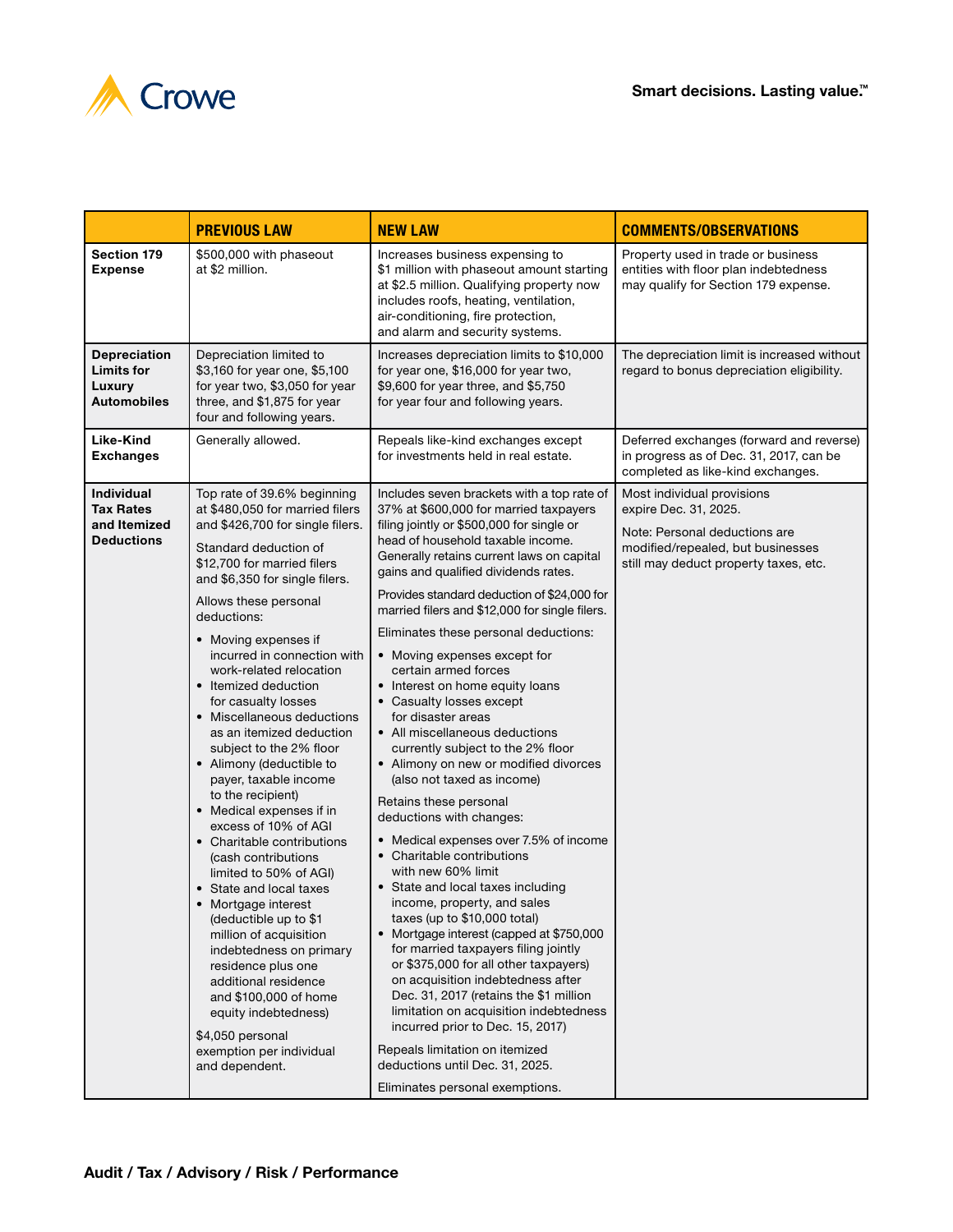| | PREVIOUS LAW | NEW LAW | COMMENTS/OBSERVATIONS |
|---|---|---|---|
| **Section 179 Expense** | $500,000 with phaseout at $2 million. | Increases business expensing to $1 million with phaseout amount starting at $2.5 million. Qualifying property now includes roofs, heating, ventilation, air-conditioning, fire protection, and alarm and security systems. | Property used in trade or business entities with floor plan indebtedness may qualify for Section 179 expense. |
| **Depreciation Limits for Luxury Automobiles** | Depreciation limited to $3,160 for year one, $5,100 for year two, $3,050 for year three, and $1,875 for year four and following years. | Increases depreciation limits to $10,000 for year one, $16,000 for year two, $9,600 for year three, and $5,750 for year four and following years. | The depreciation limit is increased without regard to bonus depreciation eligibility. |
| **Like-Kind Exchanges** | Generally allowed. | Repeals like-kind exchanges except for investments held in real estate. | Deferred exchanges (forward and reverse) in progress as of Dec. 31, 2017, can be completed as like-kind exchanges. |
| **Individual Tax Rates and Itemized Deductions** | Top rate of 39.6% beginning at $480,050 for married filers and $426,700 for single filers.<br><br>Standard deduction of $12,700 for married filers and $6,350 for single filers.<br><br>Allows these personal deductions:<br>• Moving expenses if incurred in connection with work-related relocation<br>• Itemized deduction for casualty losses<br>• Miscellaneous deductions as an itemized deduction subject to the 2% floor<br>• Alimony (deductible to payer, taxable income to the recipient)<br>• Medical expenses if in excess of 10% of AGI<br>• Charitable contributions (cash contributions limited to 50% of AGI)<br>• State and local taxes<br>• Mortgage interest (deductible up to $1 million of acquisition indebtedness on primary residence plus one additional residence and $100,000 of home equity indebtedness)<br><br>$4,050 personal exemption per individual and dependent. | Includes seven brackets with a top rate of 37% at $600,000 for married taxpayers filing jointly or $500,000 for single or head of household taxable income. Generally retains current laws on capital gains and qualified dividends rates.<br><br>Provides standard deduction of $24,000 for married filers and $12,000 for single filers.<br><br>Eliminates these personal deductions:<br>• Moving expenses except for certain armed forces<br>• Interest on home equity loans<br>• Casualty losses except for disaster areas<br>• All miscellaneous deductions currently subject to the 2% floor<br>• Alimony on new or modified divorces (also not taxed as income)<br><br>Retains these personal deductions with changes:<br>• Medical expenses over 7.5% of income<br>• Charitable contributions with new 60% limit<br>• State and local taxes including income, property, and sales taxes (up to $10,000 total)<br>• Mortgage interest (capped at $750,000 for married taxpayers filing jointly or $375,000 for all other taxpayers) on acquisition indebtedness after Dec. 31, 2017 (retains the $1 million limitation on acquisition indebtedness incurred prior to Dec. 15, 2017)<br><br>Repeals limitation on itemized deductions until Dec. 31, 2025.<br><br>Eliminates personal exemptions. | Most individual provisions expire Dec. 31, 2025.<br><br>Note: Personal deductions are modified/repealed, but businesses still may deduct property taxes, etc. |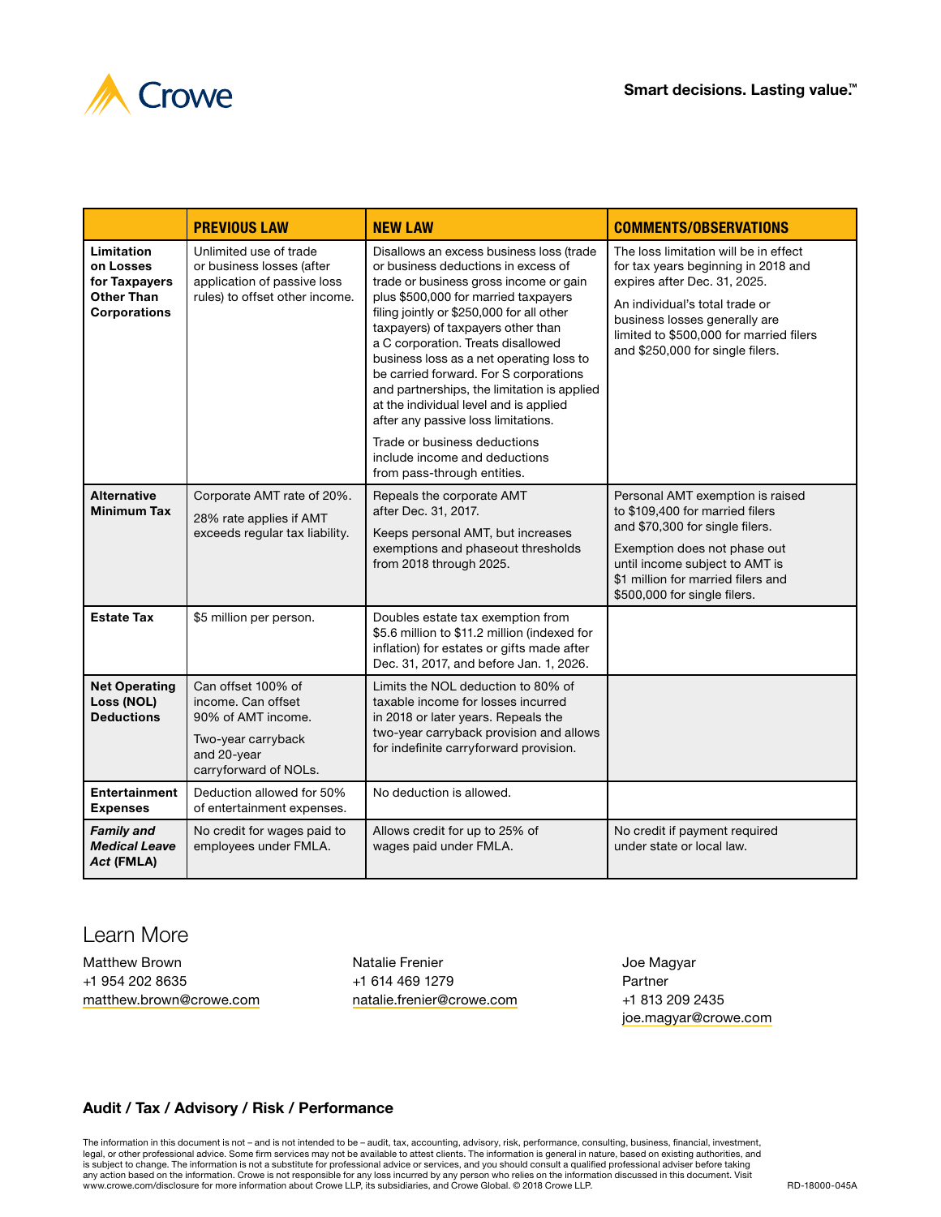| | PREVIOUS LAW | NEW LAW | COMMENTS/OBSERVATIONS |
|---|---|---|---|
| **Limitation on Losses for Taxpayers Other Than Corporations** | Unlimited use of trade or business losses (after application of passive loss rules) to offset other income. | Disallows an excess business loss (trade or business deductions in excess of trade or business gross income or gain plus $500,000 for married taxpayers filing jointly or $250,000 for all other taxpayers) of taxpayers other than a C corporation. Treats disallowed business loss as a net operating loss to be carried forward. For S corporations and partnerships, the limitation is applied at the individual level and is applied after any passive loss limitations.<br><br>Trade or business deductions include income and deductions from pass-through entities. | The loss limitation will be in effect for tax years beginning in 2018 and expires after Dec. 31, 2025.<br><br>An individual's total trade or business losses generally are limited to $500,000 for married filers and $250,000 for single filers. |
| **Alternative Minimum Tax** | Corporate AMT rate of 20%.<br><br>28% rate applies if AMT exceeds regular tax liability. | Repeals the corporate AMT after Dec. 31, 2017.<br><br>Keeps personal AMT, but increases exemptions and phaseout thresholds from 2018 through 2025. | Personal AMT exemption is raised to $109,400 for married filers and $70,300 for single filers.<br><br>Exemption does not phase out until income subject to AMT is $1 million for married filers and $500,000 for single filers. |
| **Estate Tax** | $5 million per person. | Doubles estate tax exemption from $5.6 million to $11.2 million (indexed for inflation) for estates or gifts made after Dec. 31, 2017, and before Jan. 1, 2026. | |
| **Net Operating Loss (NOL) Deductions** | Can offset 100% of income. Can offset 90% of AMT income.<br><br>Two-year carryback and 20-year carryforward of NOLs. | Limits the NOL deduction to 80% of taxable income for losses incurred in 2018 or later years. Repeals the two-year carryback provision and allows for indefinite carryforward provision. | |
| **Entertainment Expenses** | Deduction allowed for 50% of entertainment expenses. | No deduction is allowed. | |
| ***Family and Medical Leave Act* (FMLA)** | No credit for wages paid to employees under FMLA. | Allows credit for up to 25% of wages paid under FMLA. | No credit if payment required under state or local law. |

## Learn More

Matthew Brown
+1 954 202 8635
matthew.brown@crowe.com

Natalie Frenier
+1 614 469 1279
natalie.frenier@crowe.com

Joe Magyar
Partner
+1 813 209 2435
joe.magyar@crowe.com

**Audit / Tax / Advisory / Risk / Performance**

The information in this document is not – and is not intended to be – audit, tax, accounting, advisory, risk, performance, consulting, business, financial, investment, legal, or other professional advice. Some firm services may not be available to attest clients. The information is general in nature, based on existing authorities, and is subject to change. The information is not a substitute for professional advice or services, and you should consult a qualified professional adviser before taking any action based on the information. Crowe is not responsible for any loss incurred by any person who relies on the information discussed in this document. Visit www.crowe.com/disclosure for more information about Crowe LLP, its subsidiaries, and Crowe Global. © 2018 Crowe LLP.

RD-18000-045A